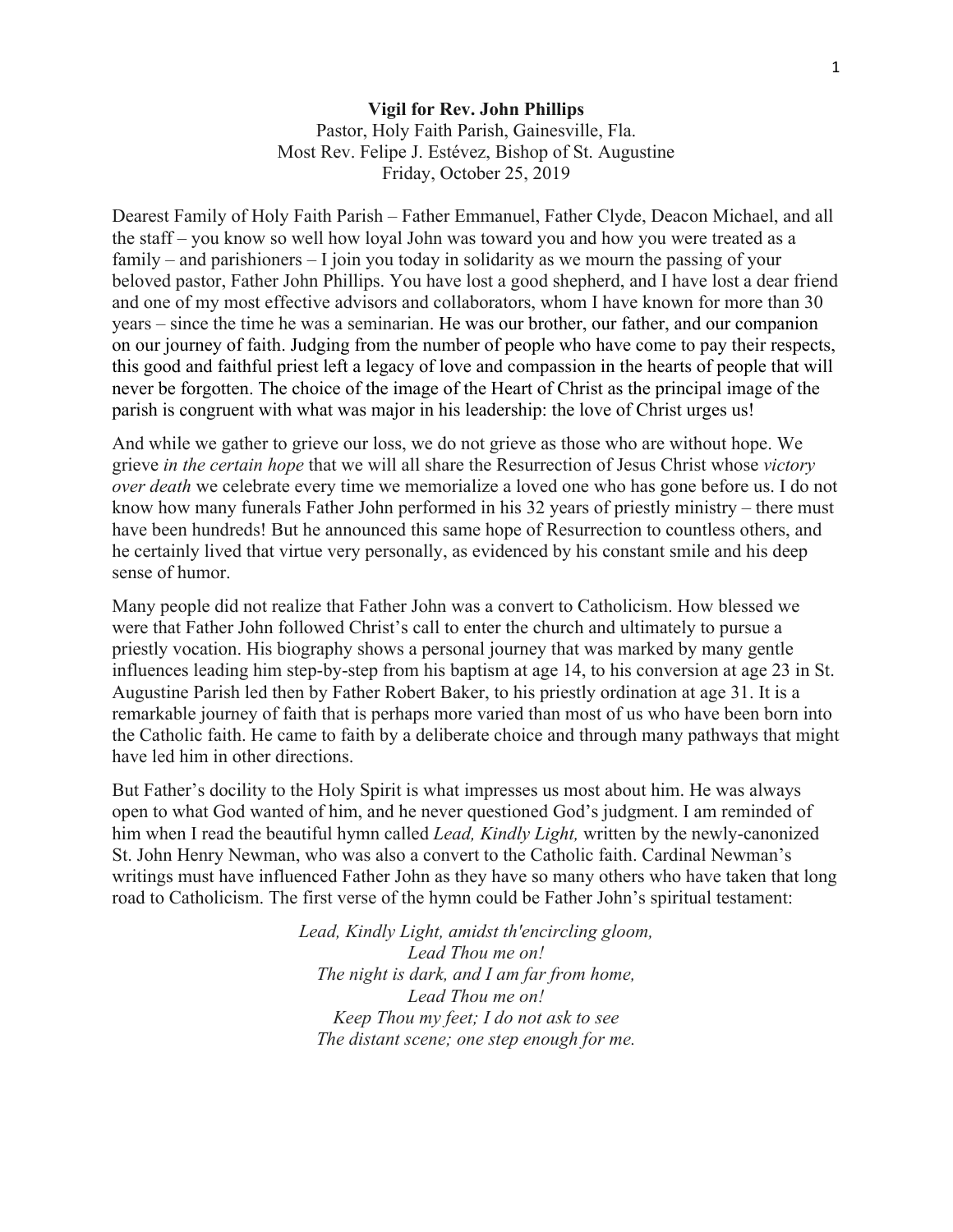**Vigil for Rev. John Phillips**

Pastor, Holy Faith Parish, Gainesville, Fla.
Most Rev. Felipe J. Estévez, Bishop of St. Augustine
Friday, October 25, 2019

Dearest Family of Holy Faith Parish – Father Emmanuel, Father Clyde, Deacon Michael, and all the staff – you know so well how loyal John was toward you and how you were treated as a family – and parishioners – I join you today in solidarity as we mourn the passing of your beloved pastor, Father John Phillips. You have lost a good shepherd, and I have lost a dear friend and one of my most effective advisors and collaborators, whom I have known for more than 30 years – since the time he was a seminarian. He was our brother, our father, and our companion on our journey of faith. Judging from the number of people who have come to pay their respects, this good and faithful priest left a legacy of love and compassion in the hearts of people that will never be forgotten. The choice of the image of the Heart of Christ as the principal image of the parish is congruent with what was major in his leadership: the love of Christ urges us!

And while we gather to grieve our loss, we do not grieve as those who are without hope. We grieve *in the certain hope* that we will all share the Resurrection of Jesus Christ whose *victory over death* we celebrate every time we memorialize a loved one who has gone before us. I do not know how many funerals Father John performed in his 32 years of priestly ministry – there must have been hundreds! But he announced this same hope of Resurrection to countless others, and he certainly lived that virtue very personally, as evidenced by his constant smile and his deep sense of humor.

Many people did not realize that Father John was a convert to Catholicism. How blessed we were that Father John followed Christ's call to enter the church and ultimately to pursue a priestly vocation. His biography shows a personal journey that was marked by many gentle influences leading him step-by-step from his baptism at age 14, to his conversion at age 23 in St. Augustine Parish led then by Father Robert Baker, to his priestly ordination at age 31. It is a remarkable journey of faith that is perhaps more varied than most of us who have been born into the Catholic faith. He came to faith by a deliberate choice and through many pathways that might have led him in other directions.

But Father's docility to the Holy Spirit is what impresses us most about him. He was always open to what God wanted of him, and he never questioned God's judgment. I am reminded of him when I read the beautiful hymn called *Lead, Kindly Light,* written by the newly-canonized St. John Henry Newman, who was also a convert to the Catholic faith. Cardinal Newman's writings must have influenced Father John as they have so many others who have taken that long road to Catholicism. The first verse of the hymn could be Father John's spiritual testament:

*Lead, Kindly Light, amidst th'encircling gloom,*
*Lead Thou me on!*
*The night is dark, and I am far from home,*
*Lead Thou me on!*
*Keep Thou my feet; I do not ask to see*
*The distant scene; one step enough for me.*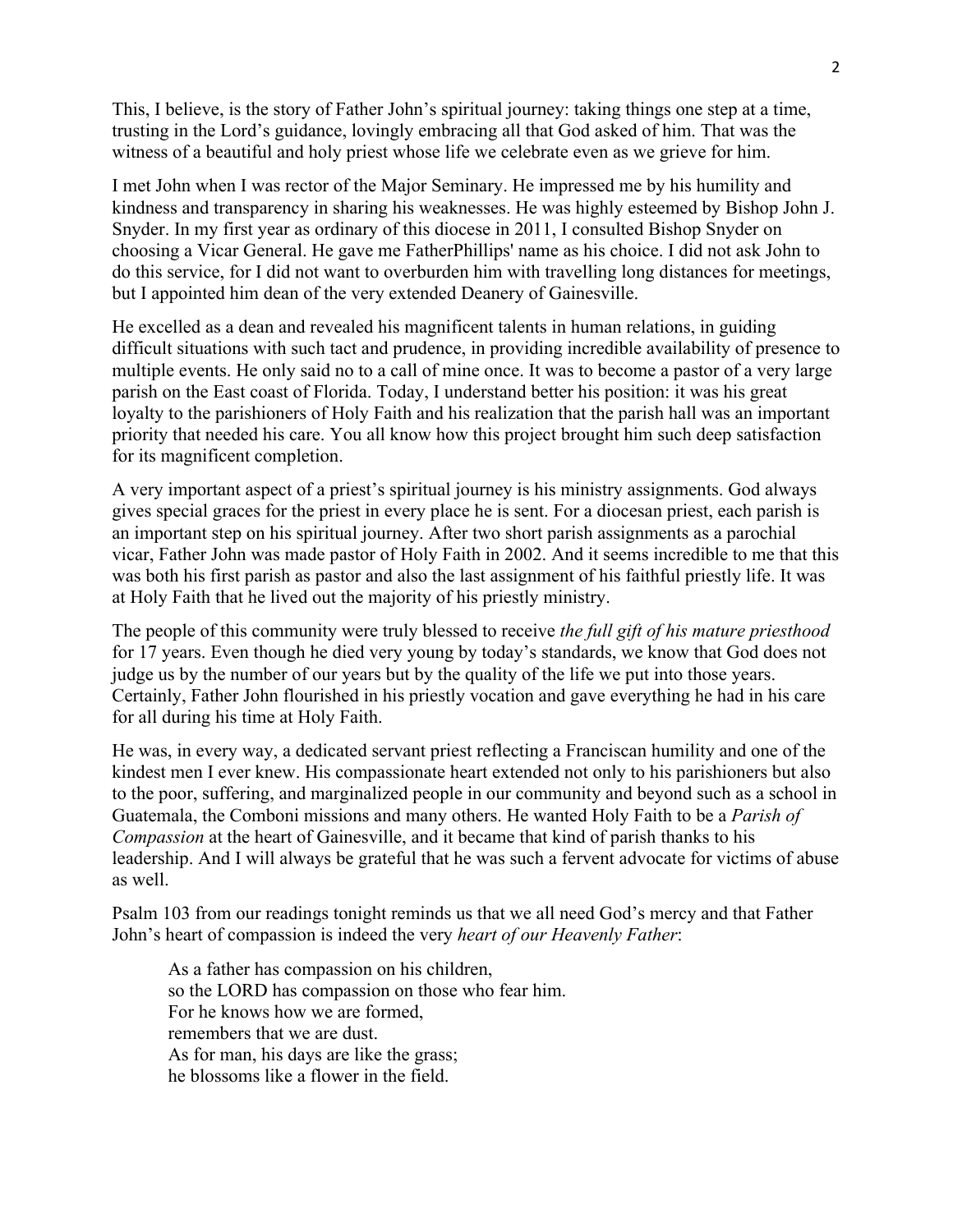This, I believe, is the story of Father John's spiritual journey: taking things one step at a time, trusting in the Lord's guidance, lovingly embracing all that God asked of him. That was the witness of a beautiful and holy priest whose life we celebrate even as we grieve for him.

I met John when I was rector of the Major Seminary. He impressed me by his humility and kindness and transparency in sharing his weaknesses. He was highly esteemed by Bishop John J. Snyder. In my first year as ordinary of this diocese in 2011, I consulted Bishop Snyder on choosing a Vicar General. He gave me FatherPhillips' name as his choice. I did not ask John to do this service, for I did not want to overburden him with travelling long distances for meetings, but I appointed him dean of the very extended Deanery of Gainesville.

He excelled as a dean and revealed his magnificent talents in human relations, in guiding difficult situations with such tact and prudence, in providing incredible availability of presence to multiple events. He only said no to a call of mine once. It was to become a pastor of a very large parish on the East coast of Florida. Today, I understand better his position: it was his great loyalty to the parishioners of Holy Faith and his realization that the parish hall was an important priority that needed his care. You all know how this project brought him such deep satisfaction for its magnificent completion.

A very important aspect of a priest's spiritual journey is his ministry assignments. God always gives special graces for the priest in every place he is sent. For a diocesan priest, each parish is an important step on his spiritual journey. After two short parish assignments as a parochial vicar, Father John was made pastor of Holy Faith in 2002. And it seems incredible to me that this was both his first parish as pastor and also the last assignment of his faithful priestly life. It was at Holy Faith that he lived out the majority of his priestly ministry.

The people of this community were truly blessed to receive *the full gift of his mature priesthood* for 17 years. Even though he died very young by today's standards, we know that God does not judge us by the number of our years but by the quality of the life we put into those years. Certainly, Father John flourished in his priestly vocation and gave everything he had in his care for all during his time at Holy Faith.

He was, in every way, a dedicated servant priest reflecting a Franciscan humility and one of the kindest men I ever knew. His compassionate heart extended not only to his parishioners but also to the poor, suffering, and marginalized people in our community and beyond such as a school in Guatemala, the Comboni missions and many others. He wanted Holy Faith to be a *Parish of Compassion* at the heart of Gainesville, and it became that kind of parish thanks to his leadership. And I will always be grateful that he was such a fervent advocate for victims of abuse as well.

Psalm 103 from our readings tonight reminds us that we all need God's mercy and that Father John's heart of compassion is indeed the very *heart of our Heavenly Father*:

> As a father has compassion on his children,
> so the LORD has compassion on those who fear him.
> For he knows how we are formed,
> remembers that we are dust.
> As for man, his days are like the grass;
> he blossoms like a flower in the field.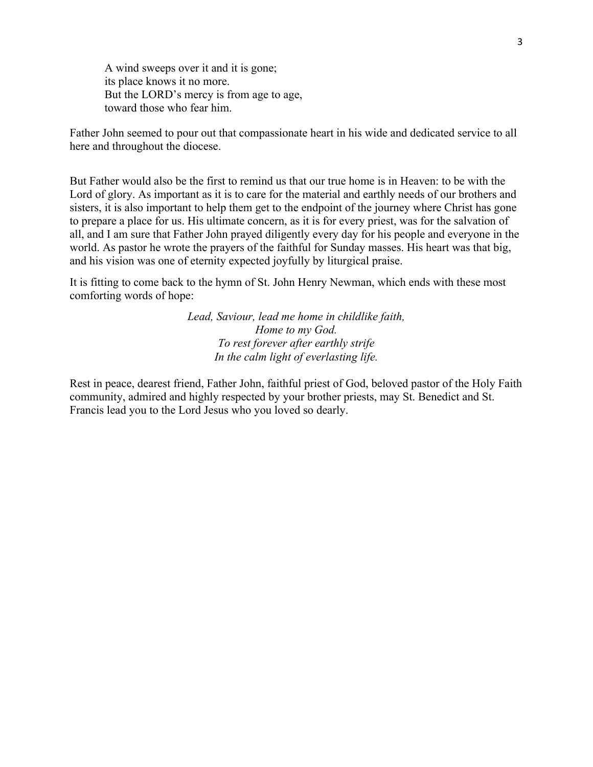A wind sweeps over it and it is gone;  
its place knows it no more.  
But the LORD's mercy is from age to age,  
toward those who fear him.

Father John seemed to pour out that compassionate heart in his wide and dedicated service to all here and throughout the diocese.

But Father would also be the first to remind us that our true home is in Heaven: to be with the Lord of glory. As important as it is to care for the material and earthly needs of our brothers and sisters, it is also important to help them get to the endpoint of the journey where Christ has gone to prepare a place for us. His ultimate concern, as it is for every priest, was for the salvation of all, and I am sure that Father John prayed diligently every day for his people and everyone in the world. As pastor he wrote the prayers of the faithful for Sunday masses. His heart was that big, and his vision was one of eternity expected joyfully by liturgical praise.

It is fitting to come back to the hymn of St. John Henry Newman, which ends with these most comforting words of hope:

*Lead, Saviour, lead me home in childlike faith,*  
*Home to my God.*  
*To rest forever after earthly strife*  
*In the calm light of everlasting life.*

Rest in peace, dearest friend, Father John, faithful priest of God, beloved pastor of the Holy Faith community, admired and highly respected by your brother priests, may St. Benedict and St. Francis lead you to the Lord Jesus who you loved so dearly.